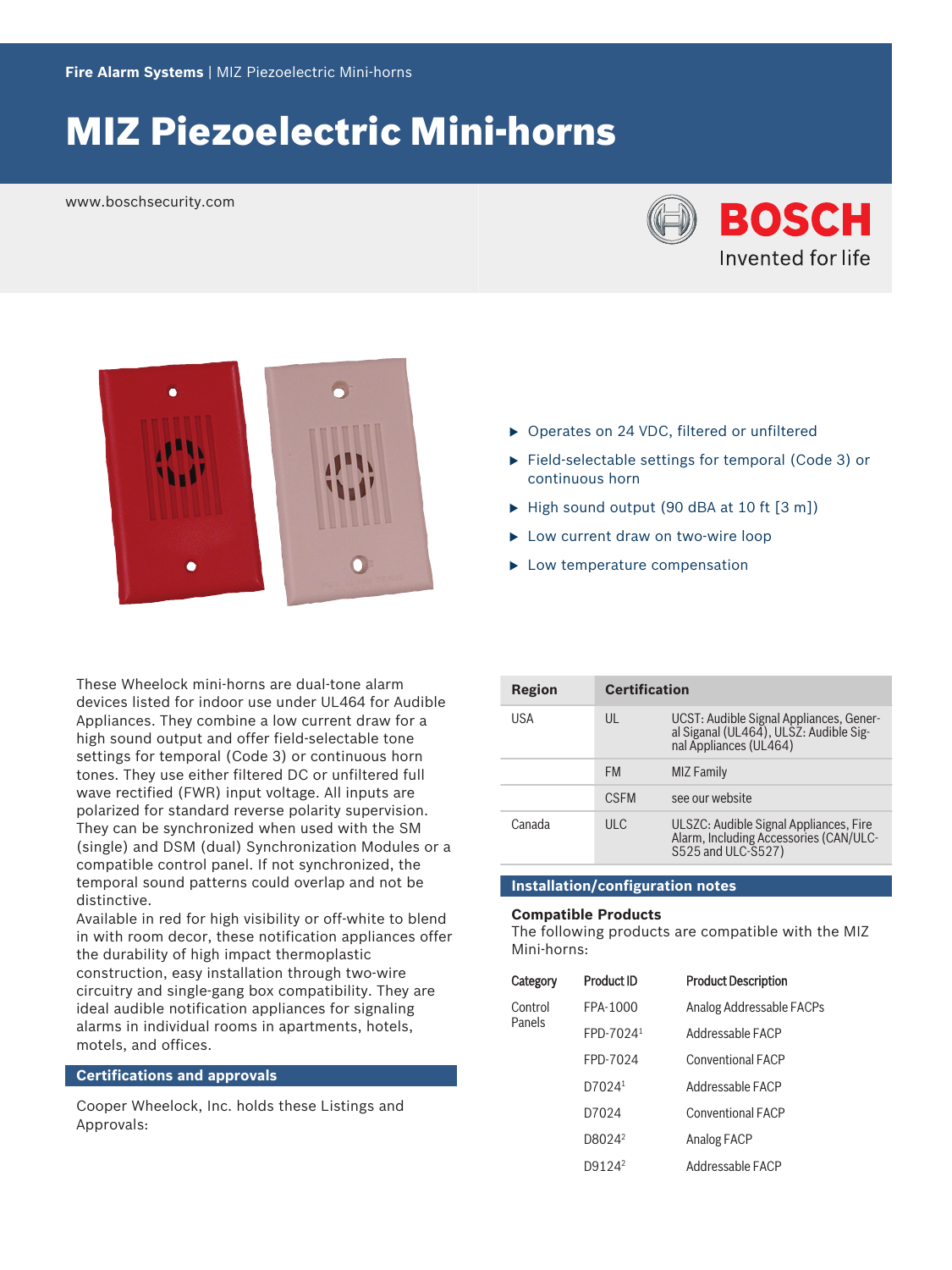Fire Alarm Systems | MIZ Piezoelectric Mini-horns

# MIZ Piezoelectric Mini-horns

www.boschsecurity.com

- Operates on 24 VDC, filtered or unfiltered
- Field-selectable settings for temporal (Code 3) or continuous horn
- High sound output (90 dBA at 10 ft [3 m])
- Low current draw on two-wire loop
- Low temperature compensation

These Wheelock mini-horns are dual-tone alarm devices listed for indoor use under UL464 for Audible Appliances. They combine a low current draw for a high sound output and offer field-selectable tone settings for temporal (Code 3) or continuous horn tones. They use either filtered DC or unfiltered full wave rectified (FWR) input voltage. All inputs are polarized for standard reverse polarity supervision. They can be synchronized when used with the SM (single) and DSM (dual) Synchronization Modules or a compatible control panel. If not synchronized, the temporal sound patterns could overlap and not be distinctive.

Available in red for high visibility or off-white to blend in with room decor, these notification appliances offer the durability of high impact thermoplastic construction, easy installation through two-wire circuitry and single-gang box compatibility. They are ideal audible notification appliances for signaling alarms in individual rooms in apartments, hotels, motels, and offices.

## Certifications and approvals

Cooper Wheelock, Inc. holds these Listings and Approvals:

| Region | Certification | |
|---|---|---|
| USA | UL | UCST: Audible Signal Appliances, General Siganal (UL464), ULSZ: Audible Signal Appliances (UL464) |
| | FM | MIZ Family |
| | CSFM | see our website |
| Canada | ULC | ULSZC: Audible Signal Appliances, Fire Alarm, Including Accessories (CAN/ULC-S525 and ULC-S527) |

## Installation/configuration notes

### Compatible Products

The following products are compatible with the MIZ Mini-horns:

| Category | Product ID | Product Description |
|---|---|---|
| Control Panels | FPA-1000 | Analog Addressable FACPs |
| | FPD-7024[1] | Addressable FACP |
| | FPD-7024 | Conventional FACP |
| | D7024[1] | Addressable FACP |
| | D7024 | Conventional FACP |
| | D8024[2] | Analog FACP |
| | D9124[2] | Addressable FACP |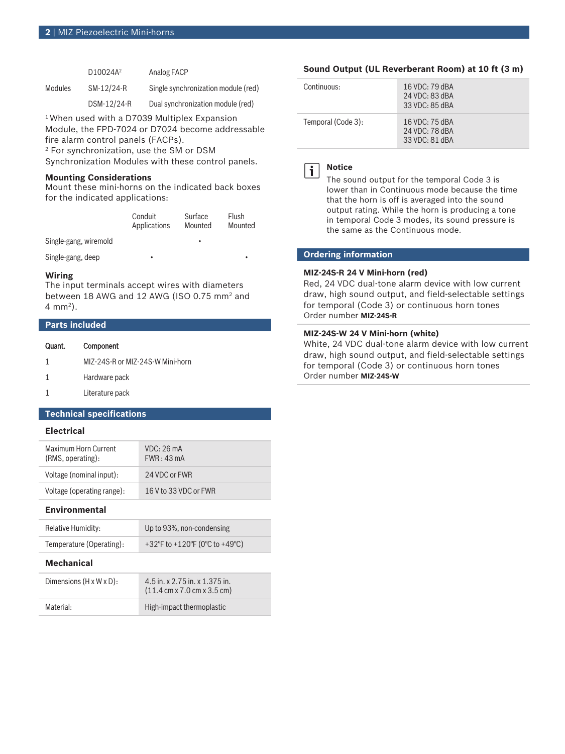| | | |
|---|---|---|
| | D10024A[2] | Analog FACP |
| Modules | SM-12/24-R | Single synchronization module (red) |
| | DSM-12/24-R | Dual synchronization module (red) |

[1] When used with a D7039 Multiplex Expansion Module, the FPD-7024 or D7024 become addressable fire alarm control panels (FACPs).
[2] For synchronization, use the SM or DSM Synchronization Modules with these control panels.

### Mounting Considerations

Mount these mini-horns on the indicated back boxes for the indicated applications:

| | Conduit Applications | Surface Mounted | Flush Mounted |
|---|---|---|---|
| Single-gang, wiremold | | • | |
| Single-gang, deep | • | | • |

### Wiring

The input terminals accept wires with diameters between 18 AWG and 12 AWG (ISO 0.75 mm² and 4 mm²).

## Parts included

| Quant. | Component |
|---|---|
| 1 | MIZ-24S-R or MIZ-24S-W Mini-horn |
| 1 | Hardware pack |
| 1 | Literature pack |

## Technical specifications

### Electrical

| | |
|---|---|
| Maximum Horn Current (RMS, operating): | VDC: 26 mA<br>FWR : 43 mA |
| Voltage (nominal input): | 24 VDC or FWR |
| Voltage (operating range): | 16 V to 33 VDC or FWR |

### Environmental

| | |
|---|---|
| Relative Humidity: | Up to 93%, non-condensing |
| Temperature (Operating): | +32°F to +120°F (0°C to +49°C) |

### Mechanical

| | |
|---|---|
| Dimensions (H x W x D): | 4.5 in. x 2.75 in. x 1.375 in.<br>(11.4 cm x 7.0 cm x 3.5 cm) |
| Material: | High-impact thermoplastic |

### Sound Output (UL Reverberant Room) at 10 ft (3 m)

| | |
|---|---|
| Continuous: | 16 VDC: 79 dBA<br>24 VDC: 83 dBA<br>33 VDC: 85 dBA |
| Temporal (Code 3): | 16 VDC: 75 dBA<br>24 VDC: 78 dBA<br>33 VDC: 81 dBA |

**Notice**

The sound output for the temporal Code 3 is lower than in Continuous mode because the time that the horn is off is averaged into the sound output rating. While the horn is producing a tone in temporal Code 3 modes, its sound pressure is the same as the Continuous mode.

## Ordering information

**MIZ-24S-R 24 V Mini-horn (red)**
Red, 24 VDC dual-tone alarm device with low current draw, high sound output, and field-selectable settings for temporal (Code 3) or continuous horn tones
Order number **MIZ-24S-R**

**MIZ-24S-W 24 V Mini-horn (white)**
White, 24 VDC dual-tone alarm device with low current draw, high sound output, and field-selectable settings for temporal (Code 3) or continuous horn tones
Order number **MIZ-24S-W**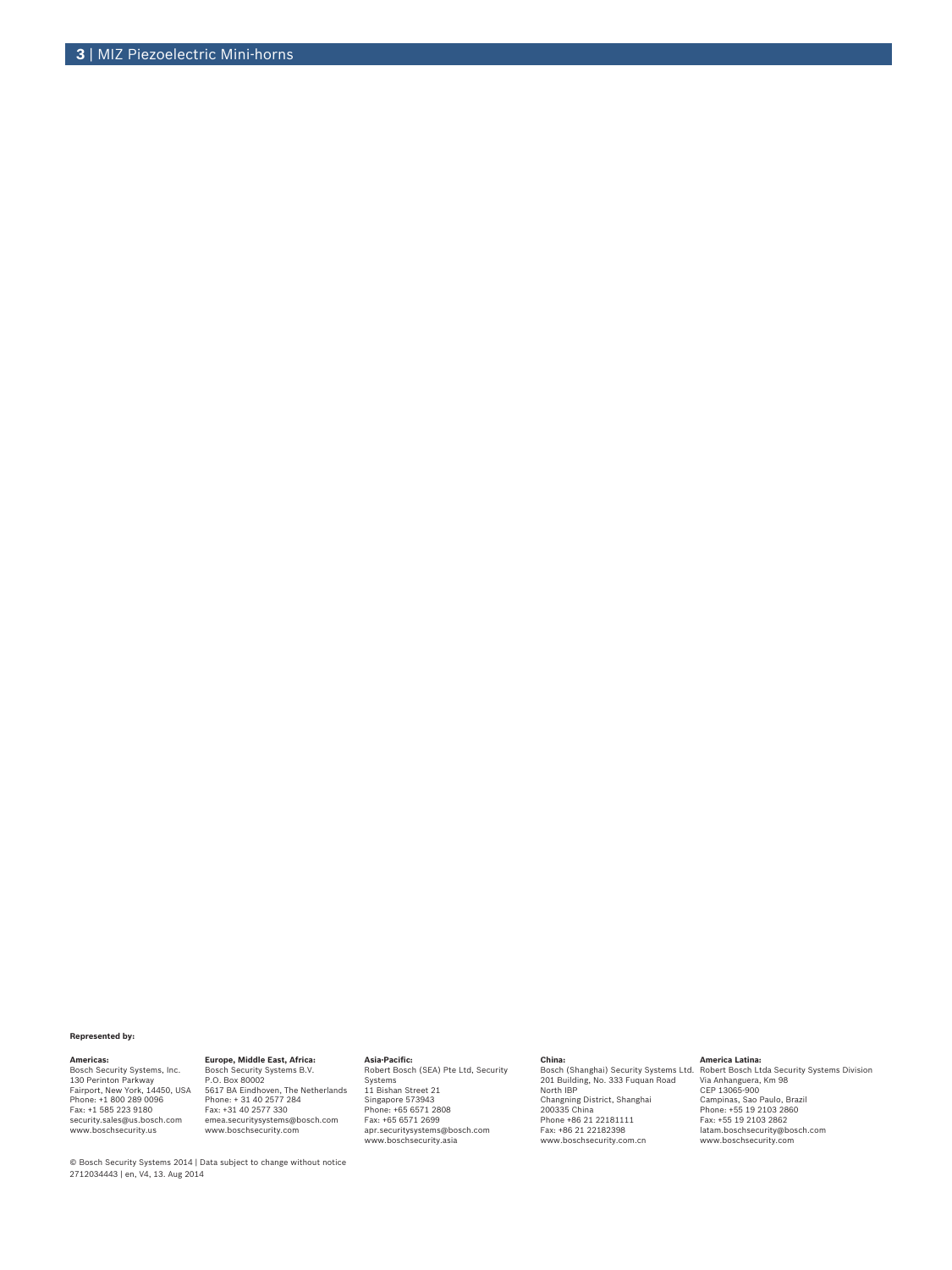**Represented by:**

**Americas:**
Bosch Security Systems, Inc.
130 Perinton Parkway
Fairport, New York, 14450, USA
Phone: +1 800 289 0096
Fax: +1 585 223 9180
security.sales@us.bosch.com
www.boschsecurity.us

**Europe, Middle East, Africa:**
Bosch Security Systems B.V.
P.O. Box 80002
5617 BA Eindhoven, The Netherlands
Phone: + 31 40 2577 284
Fax: +31 40 2577 330
emea.securitysystems@bosch.com
www.boschsecurity.com

**Asia-Pacific:**
Robert Bosch (SEA) Pte Ltd, Security Systems
11 Bishan Street 21
Singapore 573943
Phone: +65 6571 2808
Fax: +65 6571 2699
apr.securitysystems@bosch.com
www.boschsecurity.asia

**China:**
Bosch (Shanghai) Security Systems Ltd.
201 Building, No. 333 Fuquan Road
North IBP
Changning District, Shanghai
200335 China
Phone +86 21 22181111
Fax: +86 21 22182398
www.boschsecurity.com.cn

**America Latina:**
Robert Bosch Ltda Security Systems Division
Via Anhanguera, Km 98
CEP 13065-900
Campinas, Sao Paulo, Brazil
Phone: +55 19 2103 2860
Fax: +55 19 2103 2862
latam.boschsecurity@bosch.com
www.boschsecurity.com

© Bosch Security Systems 2014 | Data subject to change without notice
2712034443 | en, V4, 13. Aug 2014